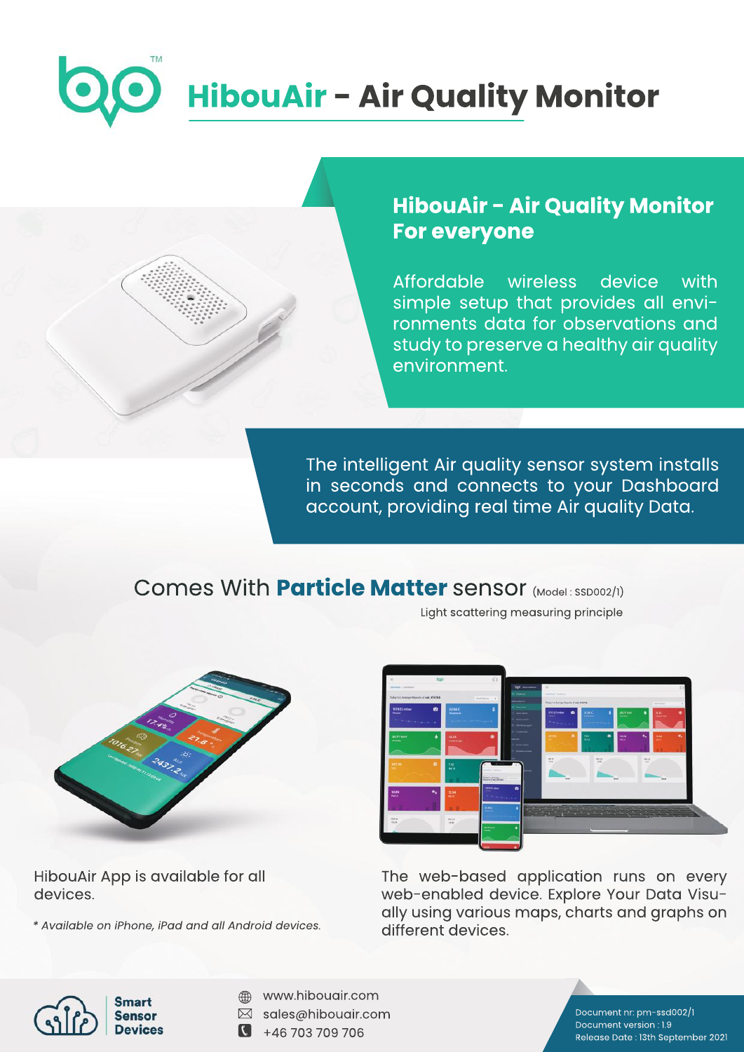# HibouAir - Air Quality Monitor

## HibouAir - Air Quality Monitor For everyone

Affordable wireless device with simple setup that provides all environments data for observations and study to preserve a healthy air quality environment.

The intelligent Air quality sensor system installs in seconds and connects to your Dashboard account, providing real time Air quality Data.

## Comes With **Particle Matter** sensor (Model : SSD002/1)

Light scattering measuring principle

HibouAir App is available for all devices.

*\* Available on iPhone, iPad and all Android devices.*

The web-based application runs on every web-enabled device. Explore Your Data Visually using various maps, charts and graphs on different devices.

**Smart Sensor Devices**

www.hibouair.com
sales@hibouair.com
+46 703 709 706

Document nr: pm-ssd002/1
Document version : 1.9
Release Date : 13th September 2021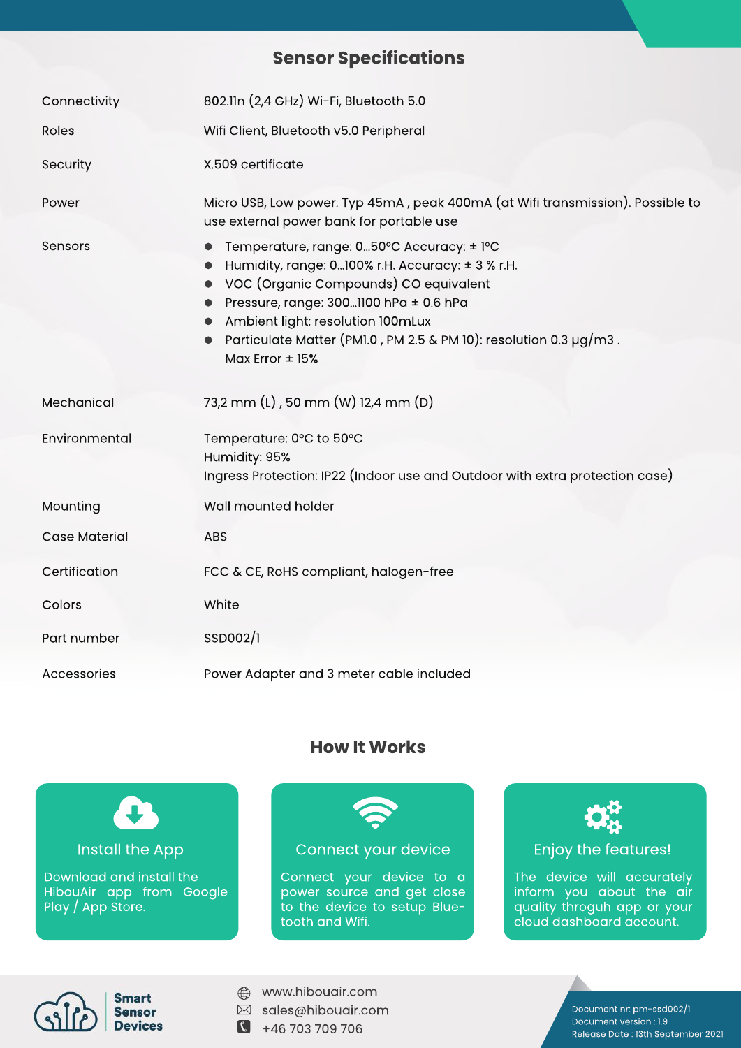## Sensor Specifications

| | |
|---|---|
| Connectivity | 802.11n (2,4 GHz) Wi-Fi, Bluetooth 5.0 |
| Roles | Wifi Client, Bluetooth v5.0 Peripheral |
| Security | X.509 certificate |
| Power | Micro USB, Low power: Typ 45mA , peak 400mA (at Wifi transmission). Possible to use external power bank for portable use |
| Sensors | • Temperature, range: 0...50°C Accuracy: ± 1°C<br>• Humidity, range: 0...100% r.H. Accuracy: ± 3 % r.H.<br>• VOC (Organic Compounds) CO equivalent<br>• Pressure, range: 300...1100 hPa ± 0.6 hPa<br>• Ambient light: resolution 100mLux<br>• Particulate Matter (PM1.0 , PM 2.5 & PM 10): resolution 0.3 µg/m3 . Max Error ± 15% |
| Mechanical | 73,2 mm (L) , 50 mm (W) 12,4 mm (D) |
| Environmental | Temperature: 0°C to 50°C<br>Humidity: 95%<br>Ingress Protection: IP22 (Indoor use and Outdoor with extra protection case) |
| Mounting | Wall mounted holder |
| Case Material | ABS |
| Certification | FCC & CE, RoHS compliant, halogen-free |
| Colors | White |
| Part number | SSD002/1 |
| Accessories | Power Adapter and 3 meter cable included |

## How It Works

**Install the App**

Download and install the HibouAir app from Google Play / App Store.

**Connect your device**

Connect your device to a power source and get close to the device to setup Bluetooth and Wifi.

**Enjoy the features!**

The device will accurately inform you about the air quality throguh app or your cloud dashboard account.

Smart Sensor Devices

www.hibouair.com
sales@hibouair.com
+46 703 709 706

Document nr: pm-ssd002/1
Document version : 1.9
Release Date : 13th September 2021